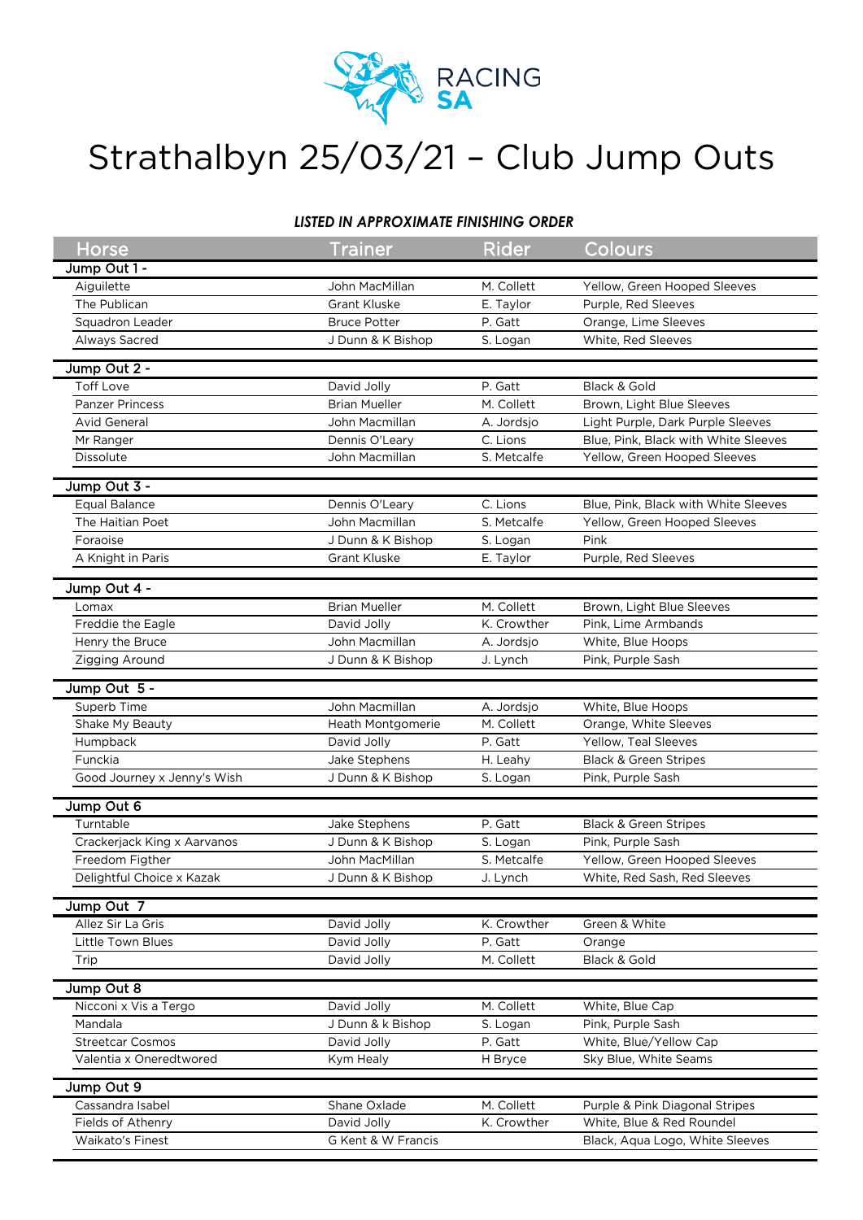RACING SA

# Strathalbyn 25/03/21 – Club Jump Outs

*LISTED IN APPROXIMATE FINISHING ORDER*

| Horse | Trainer | Rider | Colours |
|---|---|---|---|
| **Jump Out 1 -** | | | |
| Aiguilette | John MacMillan | M. Collett | Yellow, Green Hooped Sleeves |
| The Publican | Grant Kluske | E. Taylor | Purple, Red Sleeves |
| Squadron Leader | Bruce Potter | P. Gatt | Orange, Lime Sleeves |
| Always Sacred | J Dunn & K Bishop | S. Logan | White, Red Sleeves |
| **Jump Out 2 -** | | | |
| Toff Love | David Jolly | P. Gatt | Black & Gold |
| Panzer Princess | Brian Mueller | M. Collett | Brown, Light Blue Sleeves |
| Avid General | John Macmillan | A. Jordsjo | Light Purple, Dark Purple Sleeves |
| Mr Ranger | Dennis O'Leary | C. Lions | Blue, Pink, Black with White Sleeves |
| Dissolute | John Macmillan | S. Metcalfe | Yellow, Green Hooped Sleeves |
| **Jump Out 3 -** | | | |
| Equal Balance | Dennis O'Leary | C. Lions | Blue, Pink, Black with White Sleeves |
| The Haitian Poet | John Macmillan | S. Metcalfe | Yellow, Green Hooped Sleeves |
| Foraoise | J Dunn & K Bishop | S. Logan | Pink |
| A Knight in Paris | Grant Kluske | E. Taylor | Purple, Red Sleeves |
| **Jump Out 4 -** | | | |
| Lomax | Brian Mueller | M. Collett | Brown, Light Blue Sleeves |
| Freddie the Eagle | David Jolly | K. Crowther | Pink, Lime Armbands |
| Henry the Bruce | John Macmillan | A. Jordsjo | White, Blue Hoops |
| Zigging Around | J Dunn & K Bishop | J. Lynch | Pink, Purple Sash |
| **Jump Out 5 -** | | | |
| Superb Time | John Macmillan | A. Jordsjo | White, Blue Hoops |
| Shake My Beauty | Heath Montgomerie | M. Collett | Orange, White Sleeves |
| Humpback | David Jolly | P. Gatt | Yellow, Teal Sleeves |
| Funckia | Jake Stephens | H. Leahy | Black & Green Stripes |
| Good Journey x Jenny's Wish | J Dunn & K Bishop | S. Logan | Pink, Purple Sash |
| **Jump Out 6** | | | |
| Turntable | Jake Stephens | P. Gatt | Black & Green Stripes |
| Crackerjack King x Aarvanos | J Dunn & K Bishop | S. Logan | Pink, Purple Sash |
| Freedom Figther | John MacMillan | S. Metcalfe | Yellow, Green Hooped Sleeves |
| Delightful Choice x Kazak | J Dunn & K Bishop | J. Lynch | White, Red Sash, Red Sleeves |
| **Jump Out 7** | | | |
| Allez Sir La Gris | David Jolly | K. Crowther | Green & White |
| Little Town Blues | David Jolly | P. Gatt | Orange |
| Trip | David Jolly | M. Collett | Black & Gold |
| **Jump Out 8** | | | |
| Nicconi x Vis a Tergo | David Jolly | M. Collett | White, Blue Cap |
| Mandala | J Dunn & k Bishop | S. Logan | Pink, Purple Sash |
| Streetcar Cosmos | David Jolly | P. Gatt | White, Blue/Yellow Cap |
| Valentia x Oneredtwored | Kym Healy | H Bryce | Sky Blue, White Seams |
| **Jump Out 9** | | | |
| Cassandra Isabel | Shane Oxlade | M. Collett | Purple & Pink Diagonal Stripes |
| Fields of Athenry | David Jolly | K. Crowther | White, Blue & Red Roundel |
| Waikato's Finest | G Kent & W Francis | | Black, Aqua Logo, White Sleeves |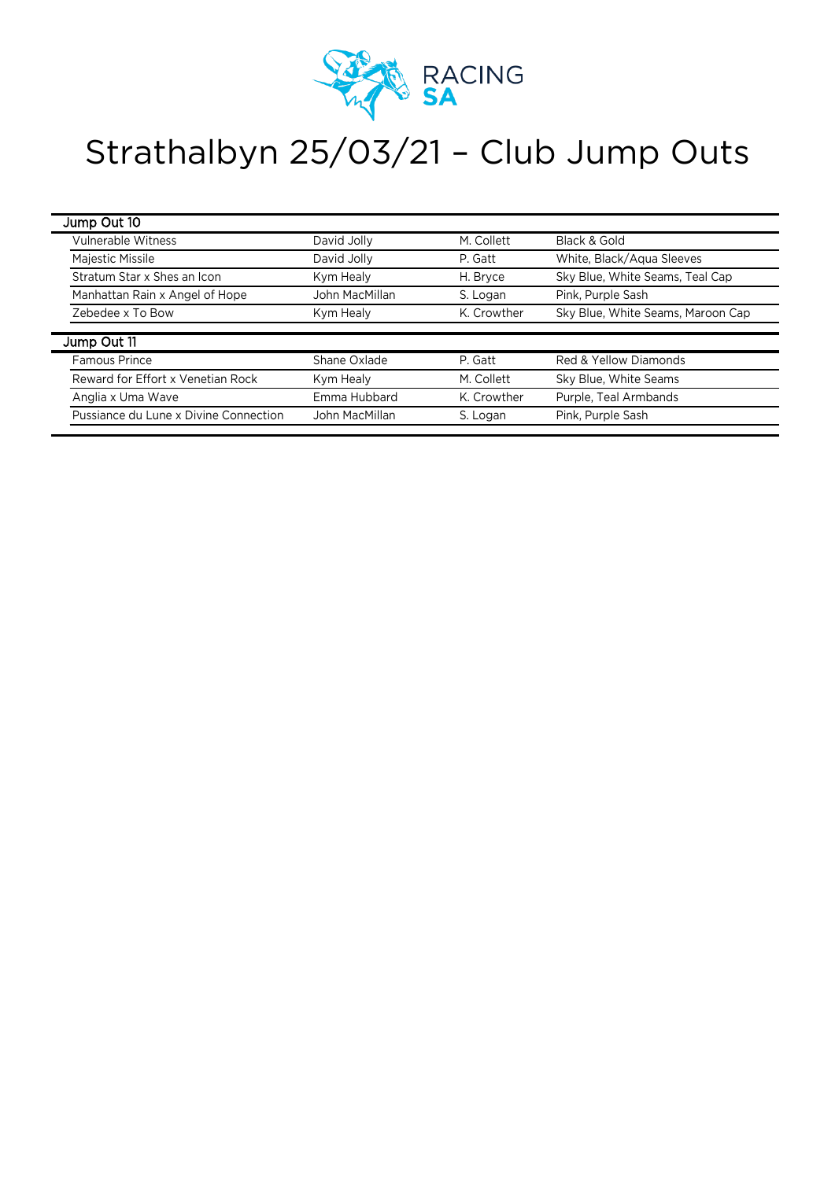# Strathalbyn 25/03/21 – Club Jump Outs

| Jump Out 10 | | | |
|---|---|---|---|
| Vulnerable Witness | David Jolly | M. Collett | Black & Gold |
| Majestic Missile | David Jolly | P. Gatt | White, Black/Aqua Sleeves |
| Stratum Star x Shes an Icon | Kym Healy | H. Bryce | Sky Blue, White Seams, Teal Cap |
| Manhattan Rain x Angel of Hope | John MacMillan | S. Logan | Pink, Purple Sash |
| Zebedee x To Bow | Kym Healy | K. Crowther | Sky Blue, White Seams, Maroon Cap |

| Jump Out 11 | | | |
|---|---|---|---|
| Famous Prince | Shane Oxlade | P. Gatt | Red & Yellow Diamonds |
| Reward for Effort x Venetian Rock | Kym Healy | M. Collett | Sky Blue, White Seams |
| Anglia x Uma Wave | Emma Hubbard | K. Crowther | Purple, Teal Armbands |
| Pussiance du Lune x Divine Connection | John MacMillan | S. Logan | Pink, Purple Sash |